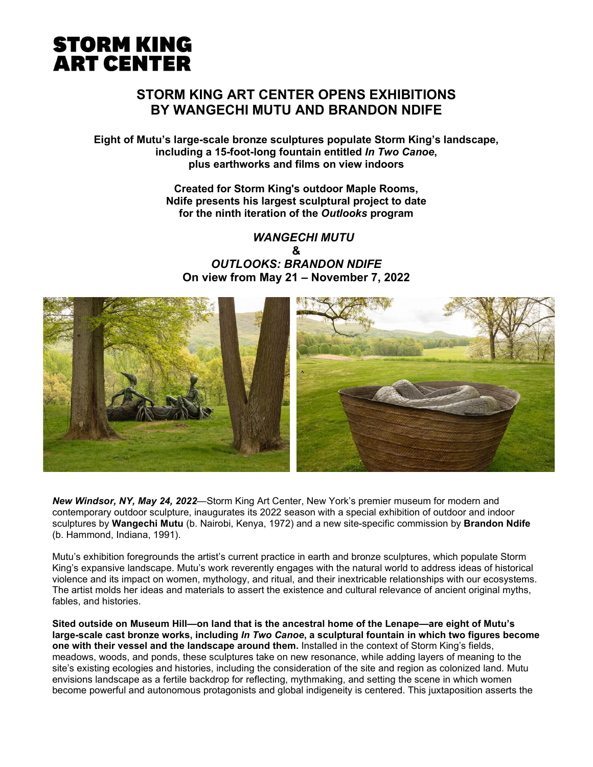**STORM KING ART CENTER**

# STORM KING ART CENTER OPENS EXHIBITIONS BY WANGECHI MUTU AND BRANDON NDIFE

**Eight of Mutu's large-scale bronze sculptures populate Storm King's landscape, including a 15-foot-long fountain entitled *In Two Canoe*, plus earthworks and films on view indoors**

**Created for Storm King's outdoor Maple Rooms, Ndife presents his largest sculptural project to date for the ninth iteration of the *Outlooks* program**

***WANGECHI MUTU***
**&**
***OUTLOOKS: BRANDON NDIFE***
**On view from May 21 – November 7, 2022**

***New Windsor, NY, May 24, 2022***—Storm King Art Center, New York's premier museum for modern and contemporary outdoor sculpture, inaugurates its 2022 season with a special exhibition of outdoor and indoor sculptures by **Wangechi Mutu** (b. Nairobi, Kenya, 1972) and a new site-specific commission by **Brandon Ndife** (b. Hammond, Indiana, 1991).

Mutu's exhibition foregrounds the artist's current practice in earth and bronze sculptures, which populate Storm King's expansive landscape. Mutu's work reverently engages with the natural world to address ideas of historical violence and its impact on women, mythology, and ritual, and their inextricable relationships with our ecosystems. The artist molds her ideas and materials to assert the existence and cultural relevance of ancient original myths, fables, and histories.

**Sited outside on Museum Hill—on land that is the ancestral home of the Lenape—are eight of Mutu's large-scale cast bronze works, including *In Two Canoe*, a sculptural fountain in which two figures become one with their vessel and the landscape around them.** Installed in the context of Storm King's fields, meadows, woods, and ponds, these sculptures take on new resonance, while adding layers of meaning to the site's existing ecologies and histories, including the consideration of the site and region as colonized land. Mutu envisions landscape as a fertile backdrop for reflecting, mythmaking, and setting the scene in which women become powerful and autonomous protagonists and global indigeneity is centered. This juxtaposition asserts the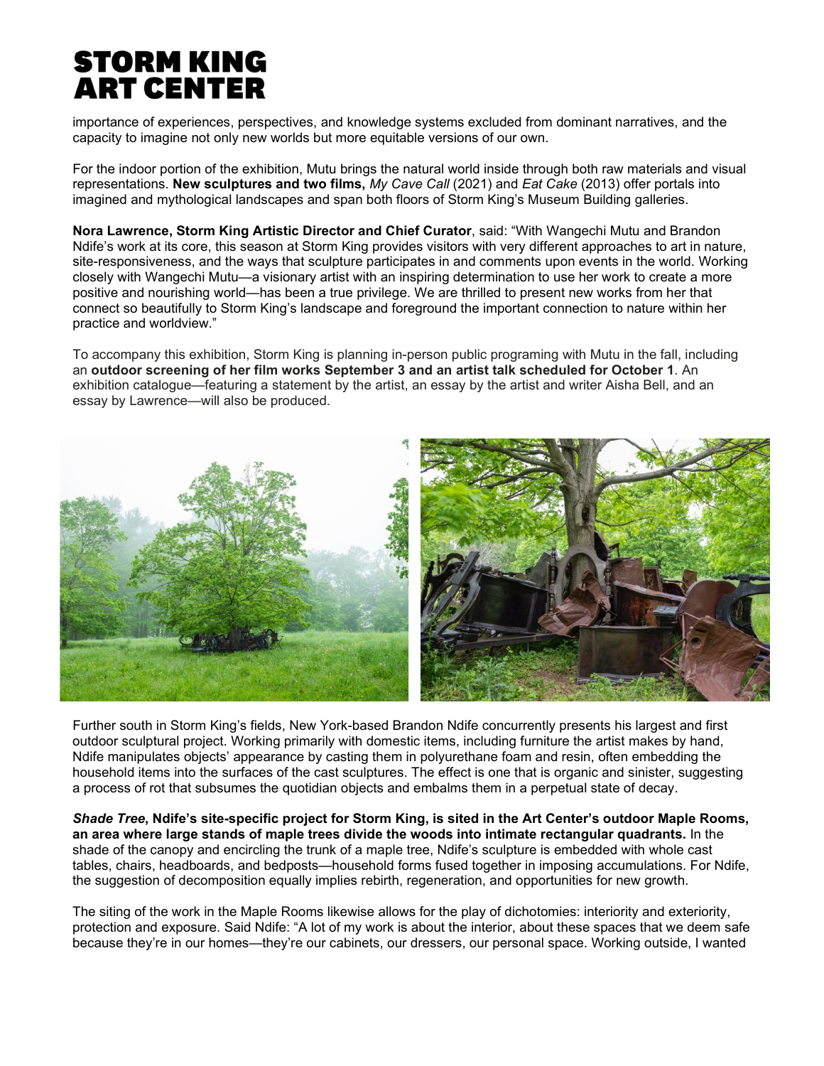importance of experiences, perspectives, and knowledge systems excluded from dominant narratives, and the capacity to imagine not only new worlds but more equitable versions of our own.

For the indoor portion of the exhibition, Mutu brings the natural world inside through both raw materials and visual representations. **New sculptures and two films,** *My Cave Call* (2021) and *Eat Cake* (2013) offer portals into imagined and mythological landscapes and span both floors of Storm King's Museum Building galleries.

**Nora Lawrence, Storm King Artistic Director and Chief Curator**, said: "With Wangechi Mutu and Brandon Ndife's work at its core, this season at Storm King provides visitors with very different approaches to art in nature, site-responsiveness, and the ways that sculpture participates in and comments upon events in the world. Working closely with Wangechi Mutu—a visionary artist with an inspiring determination to use her work to create a more positive and nourishing world—has been a true privilege. We are thrilled to present new works from her that connect so beautifully to Storm King's landscape and foreground the important connection to nature within her practice and worldview."

To accompany this exhibition, Storm King is planning in-person public programing with Mutu in the fall, including an **outdoor screening of her film works September 3 and an artist talk scheduled for October 1**. An exhibition catalogue—featuring a statement by the artist, an essay by the artist and writer Aisha Bell, and an essay by Lawrence—will also be produced.

Further south in Storm King's fields, New York-based Brandon Ndife concurrently presents his largest and first outdoor sculptural project. Working primarily with domestic items, including furniture the artist makes by hand, Ndife manipulates objects' appearance by casting them in polyurethane foam and resin, often embedding the household items into the surfaces of the cast sculptures. The effect is one that is organic and sinister, suggesting a process of rot that subsumes the quotidian objects and embalms them in a perpetual state of decay.

***Shade Tree*, Ndife's site-specific project for Storm King, is sited in the Art Center's outdoor Maple Rooms, an area where large stands of maple trees divide the woods into intimate rectangular quadrants.** In the shade of the canopy and encircling the trunk of a maple tree, Ndife's sculpture is embedded with whole cast tables, chairs, headboards, and bedposts—household forms fused together in imposing accumulations. For Ndife, the suggestion of decomposition equally implies rebirth, regeneration, and opportunities for new growth.

The siting of the work in the Maple Rooms likewise allows for the play of dichotomies: interiority and exteriority, protection and exposure. Said Ndife: "A lot of my work is about the interior, about these spaces that we deem safe because they're in our homes—they're our cabinets, our dressers, our personal space. Working outside, I wanted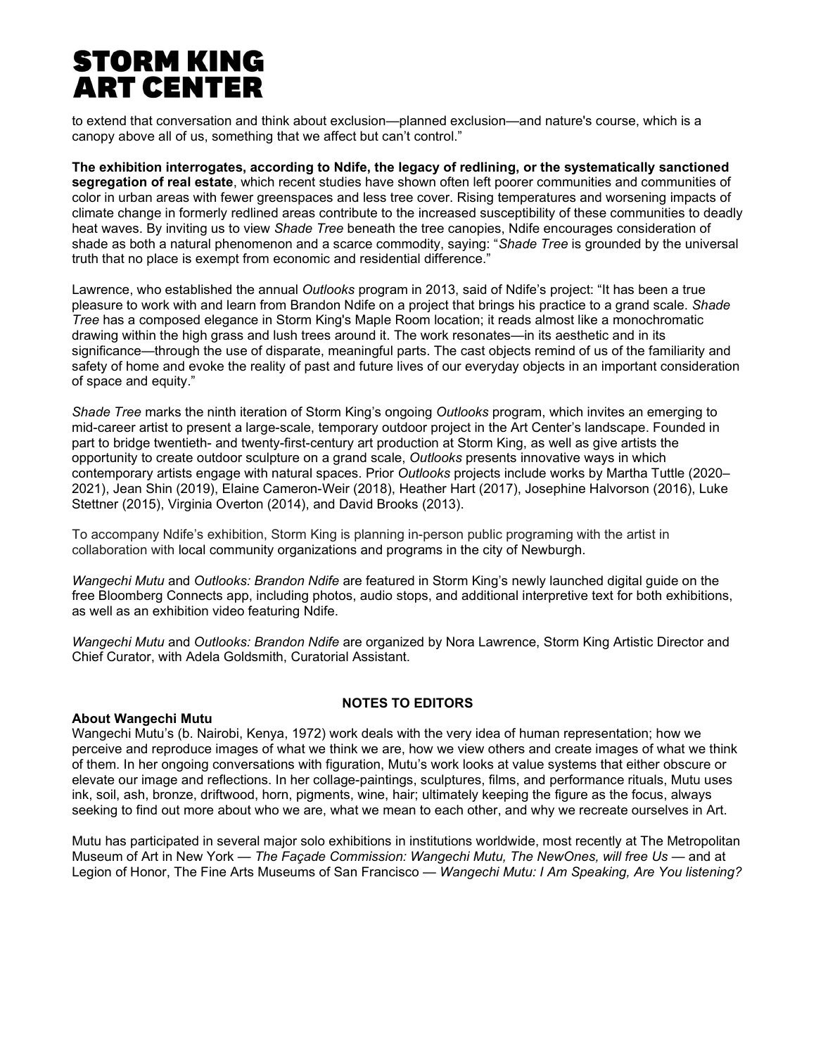to extend that conversation and think about exclusion—planned exclusion—and nature's course, which is a canopy above all of us, something that we affect but can't control."

**The exhibition interrogates, according to Ndife, the legacy of redlining, or the systematically sanctioned segregation of real estate**, which recent studies have shown often left poorer communities and communities of color in urban areas with fewer greenspaces and less tree cover. Rising temperatures and worsening impacts of climate change in formerly redlined areas contribute to the increased susceptibility of these communities to deadly heat waves. By inviting us to view *Shade Tree* beneath the tree canopies, Ndife encourages consideration of shade as both a natural phenomenon and a scarce commodity, saying: "*Shade Tree* is grounded by the universal truth that no place is exempt from economic and residential difference."

Lawrence, who established the annual *Outlooks* program in 2013, said of Ndife's project: "It has been a true pleasure to work with and learn from Brandon Ndife on a project that brings his practice to a grand scale. *Shade Tree* has a composed elegance in Storm King's Maple Room location; it reads almost like a monochromatic drawing within the high grass and lush trees around it. The work resonates—in its aesthetic and in its significance—through the use of disparate, meaningful parts. The cast objects remind of us of the familiarity and safety of home and evoke the reality of past and future lives of our everyday objects in an important consideration of space and equity."

*Shade Tree* marks the ninth iteration of Storm King's ongoing *Outlooks* program, which invites an emerging to mid-career artist to present a large-scale, temporary outdoor project in the Art Center's landscape. Founded in part to bridge twentieth- and twenty-first-century art production at Storm King, as well as give artists the opportunity to create outdoor sculpture on a grand scale, *Outlooks* presents innovative ways in which contemporary artists engage with natural spaces. Prior *Outlooks* projects include works by Martha Tuttle (2020–2021), Jean Shin (2019), Elaine Cameron-Weir (2018), Heather Hart (2017), Josephine Halvorson (2016), Luke Stettner (2015), Virginia Overton (2014), and David Brooks (2013).

To accompany Ndife's exhibition, Storm King is planning in-person public programing with the artist in collaboration with local community organizations and programs in the city of Newburgh.

*Wangechi Mutu* and *Outlooks: Brandon Ndife* are featured in Storm King's newly launched digital guide on the free Bloomberg Connects app, including photos, audio stops, and additional interpretive text for both exhibitions, as well as an exhibition video featuring Ndife.

*Wangechi Mutu* and *Outlooks: Brandon Ndife* are organized by Nora Lawrence, Storm King Artistic Director and Chief Curator, with Adela Goldsmith, Curatorial Assistant.

## NOTES TO EDITORS

### About Wangechi Mutu

Wangechi Mutu's (b. Nairobi, Kenya, 1972) work deals with the very idea of human representation; how we perceive and reproduce images of what we think we are, how we view others and create images of what we think of them. In her ongoing conversations with figuration, Mutu's work looks at value systems that either obscure or elevate our image and reflections. In her collage-paintings, sculptures, films, and performance rituals, Mutu uses ink, soil, ash, bronze, driftwood, horn, pigments, wine, hair; ultimately keeping the figure as the focus, always seeking to find out more about who we are, what we mean to each other, and why we recreate ourselves in Art.

Mutu has participated in several major solo exhibitions in institutions worldwide, most recently at The Metropolitan Museum of Art in New York — *The Façade Commission: Wangechi Mutu, The NewOnes, will free Us* — and at Legion of Honor, The Fine Arts Museums of San Francisco — *Wangechi Mutu: I Am Speaking, Are You listening?*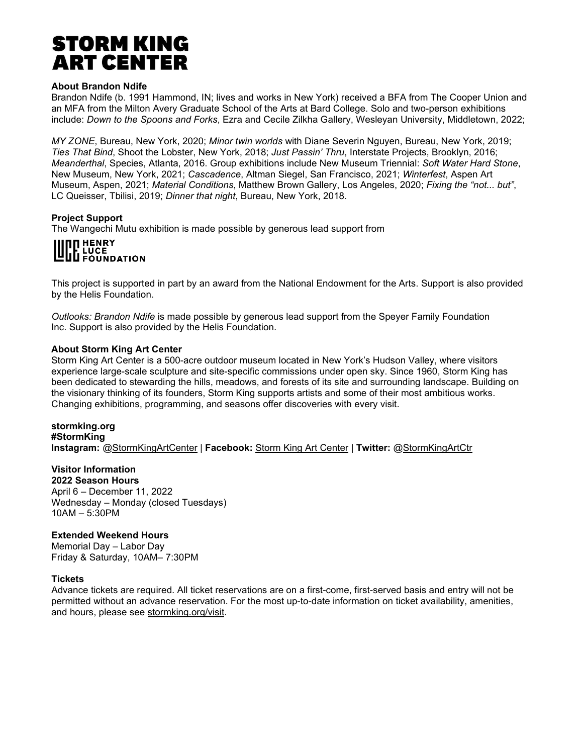**STORM KING ART CENTER**

**About Brandon Ndife**

Brandon Ndife (b. 1991 Hammond, IN; lives and works in New York) received a BFA from The Cooper Union and an MFA from the Milton Avery Graduate School of the Arts at Bard College. Solo and two-person exhibitions include: *Down to the Spoons and Forks*, Ezra and Cecile Zilkha Gallery, Wesleyan University, Middletown, 2022;

*MY ZONE*, Bureau, New York, 2020; *Minor twin worlds* with Diane Severin Nguyen, Bureau, New York, 2019; *Ties That Bind*, Shoot the Lobster, New York, 2018; *Just Passin' Thru*, Interstate Projects, Brooklyn, 2016; *Meanderthal*, Species, Atlanta, 2016. Group exhibitions include New Museum Triennial: *Soft Water Hard Stone*, New Museum, New York, 2021; *Cascadence*, Altman Siegel, San Francisco, 2021; *Winterfest*, Aspen Art Museum, Aspen, 2021; *Material Conditions*, Matthew Brown Gallery, Los Angeles, 2020; *Fixing the "not... but"*, LC Queisser, Tbilisi, 2019; *Dinner that night*, Bureau, New York, 2018.

**Project Support**

The Wangechi Mutu exhibition is made possible by generous lead support from

HENRY LUCE FOUNDATION

This project is supported in part by an award from the National Endowment for the Arts. Support is also provided by the Helis Foundation.

*Outlooks: Brandon Ndife* is made possible by generous lead support from the Speyer Family Foundation Inc. Support is also provided by the Helis Foundation.

**About Storm King Art Center**

Storm King Art Center is a 500-acre outdoor museum located in New York's Hudson Valley, where visitors experience large-scale sculpture and site-specific commissions under open sky. Since 1960, Storm King has been dedicated to stewarding the hills, meadows, and forests of its site and surrounding landscape. Building on the visionary thinking of its founders, Storm King supports artists and some of their most ambitious works. Changing exhibitions, programming, and seasons offer discoveries with every visit.

**stormking.org**
**#StormKing**
**Instagram:** @StormKingArtCenter | **Facebook:** Storm King Art Center | **Twitter:** @StormKingArtCtr

**Visitor Information**

**2022 Season Hours**
April 6 – December 11, 2022
Wednesday – Monday (closed Tuesdays)
10AM – 5:30PM

**Extended Weekend Hours**
Memorial Day – Labor Day
Friday & Saturday, 10AM– 7:30PM

**Tickets**

Advance tickets are required. All ticket reservations are on a first-come, first-served basis and entry will not be permitted without an advance reservation. For the most up-to-date information on ticket availability, amenities, and hours, please see stormking.org/visit.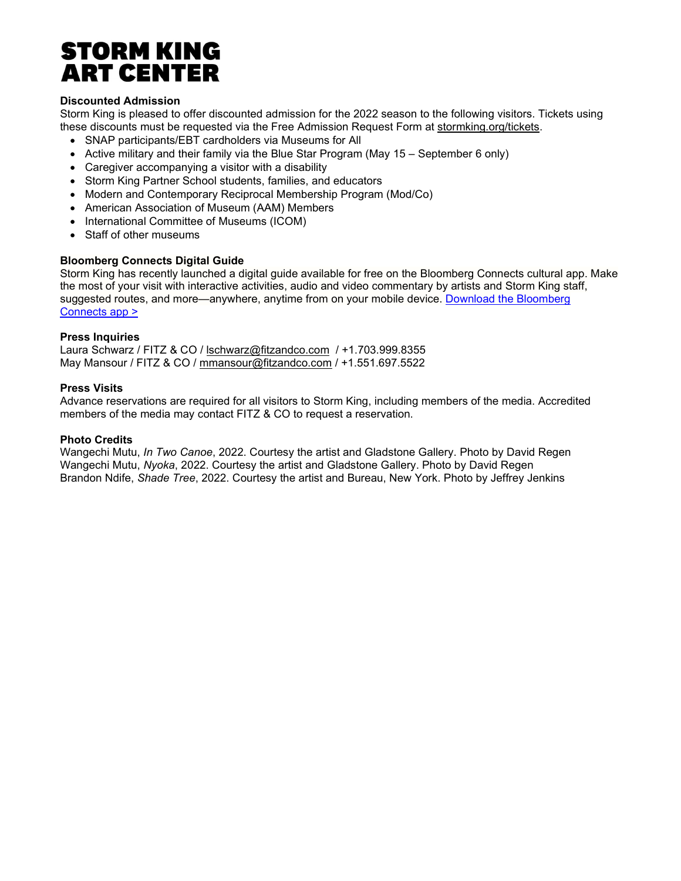# STORM KING ART CENTER

**Discounted Admission**

Storm King is pleased to offer discounted admission for the 2022 season to the following visitors. Tickets using these discounts must be requested via the Free Admission Request Form at stormking.org/tickets.

- SNAP participants/EBT cardholders via Museums for All
- Active military and their family via the Blue Star Program (May 15 – September 6 only)
- Caregiver accompanying a visitor with a disability
- Storm King Partner School students, families, and educators
- Modern and Contemporary Reciprocal Membership Program (Mod/Co)
- American Association of Museum (AAM) Members
- International Committee of Museums (ICOM)
- Staff of other museums

**Bloomberg Connects Digital Guide**

Storm King has recently launched a digital guide available for free on the Bloomberg Connects cultural app. Make the most of your visit with interactive activities, audio and video commentary by artists and Storm King staff, suggested routes, and more—anywhere, anytime from on your mobile device. Download the Bloomberg Connects app >

**Press Inquiries**

Laura Schwarz / FITZ & CO / lschwarz@fitzandco.com / +1.703.999.8355
May Mansour / FITZ & CO / mmansour@fitzandco.com / +1.551.697.5522

**Press Visits**

Advance reservations are required for all visitors to Storm King, including members of the media. Accredited members of the media may contact FITZ & CO to request a reservation.

**Photo Credits**

Wangechi Mutu, *In Two Canoe*, 2022. Courtesy the artist and Gladstone Gallery. Photo by David Regen
Wangechi Mutu, *Nyoka*, 2022. Courtesy the artist and Gladstone Gallery. Photo by David Regen
Brandon Ndife, *Shade Tree*, 2022. Courtesy the artist and Bureau, New York. Photo by Jeffrey Jenkins